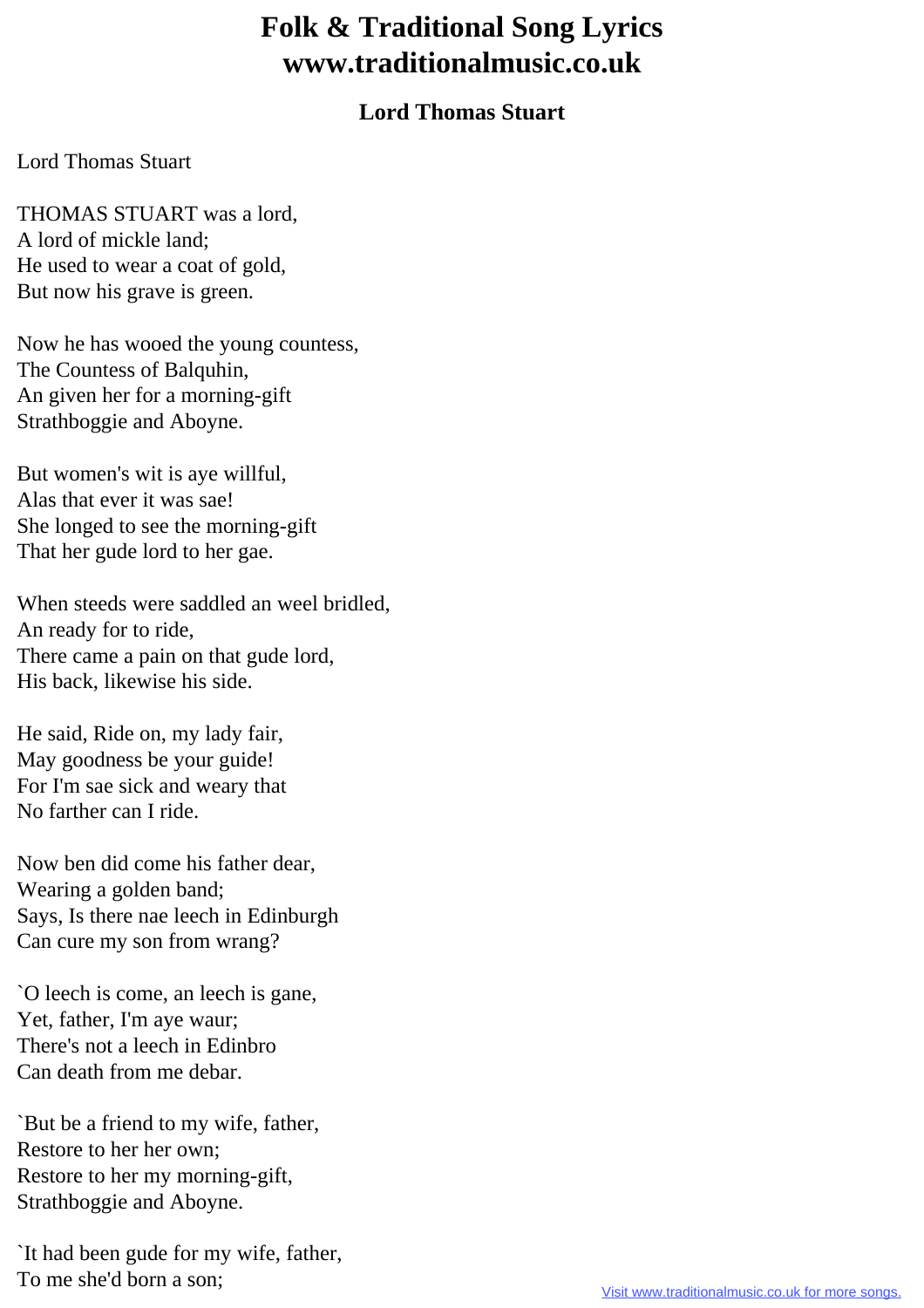# Folk & Traditional Song Lyrics www.traditionalmusic.co.uk

## Lord Thomas Stuart

Lord Thomas Stuart

THOMAS STUART was a lord,
A lord of mickle land;
He used to wear a coat of gold,
But now his grave is green.

Now he has wooed the young countess,
The Countess of Balquhin,
An given her for a morning-gift
Strathboggie and Aboyne.

But women's wit is aye willful,
Alas that ever it was sae!
She longed to see the morning-gift
That her gude lord to her gae.

When steeds were saddled an weel bridled,
An ready for to ride,
There came a pain on that gude lord,
His back, likewise his side.

He said, Ride on, my lady fair,
May goodness be your guide!
For I'm sae sick and weary that
No farther can I ride.

Now ben did come his father dear,
Wearing a golden band;
Says, Is there nae leech in Edinburgh
Can cure my son from wrang?

`O leech is come, an leech is gane,
Yet, father, I'm aye waur;
There's not a leech in Edinbro
Can death from me debar.

`But be a friend to my wife, father,
Restore to her her own;
Restore to her my morning-gift,
Strathboggie and Aboyne.

`It had been gude for my wife, father,
To me she'd born a son;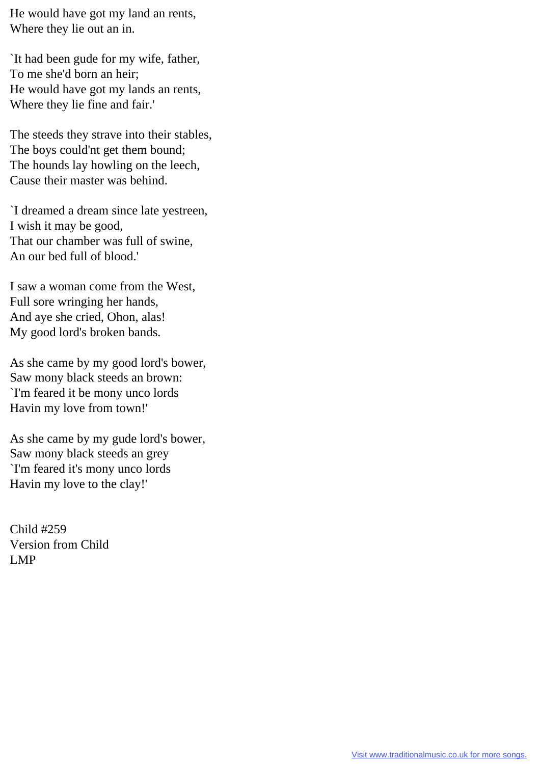He would have got my land an rents,
Where they lie out an in.

`It had been gude for my wife, father,
To me she'd born an heir;
He would have got my lands an rents,
Where they lie fine and fair.'

The steeds they strave into their stables,
The boys could'nt get them bound;
The hounds lay howling on the leech,
Cause their master was behind.

`I dreamed a dream since late yestreen,
I wish it may be good,
That our chamber was full of swine,
An our bed full of blood.'

I saw a woman come from the West,
Full sore wringing her hands,
And aye she cried, Ohon, alas!
My good lord's broken bands.

As she came by my good lord's bower,
Saw mony black steeds an brown:
`I'm feared it be mony unco lords
Havin my love from town!'

As she came by my gude lord's bower,
Saw mony black steeds an grey
`I'm feared it's mony unco lords
Havin my love to the clay!'

Child #259
Version from Child
LMP